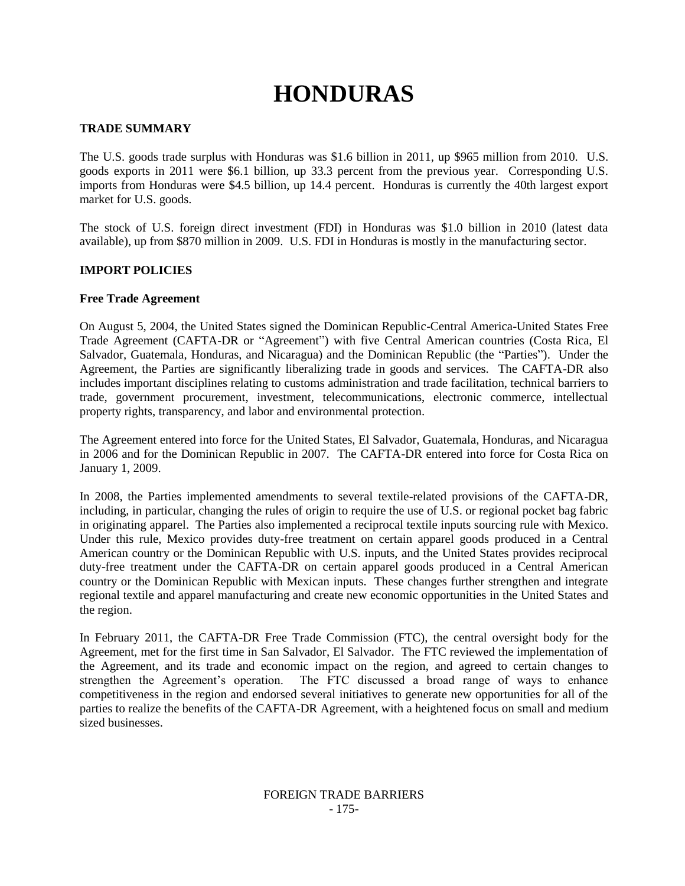# HONDURAS

## TRADE SUMMARY

The U.S. goods trade surplus with Honduras was $1.6 billion in 2011, up $965 million from 2010. U.S. goods exports in 2011 were $6.1 billion, up 33.3 percent from the previous year. Corresponding U.S. imports from Honduras were $4.5 billion, up 14.4 percent. Honduras is currently the 40th largest export market for U.S. goods.

The stock of U.S. foreign direct investment (FDI) in Honduras was $1.0 billion in 2010 (latest data available), up from $870 million in 2009. U.S. FDI in Honduras is mostly in the manufacturing sector.

## IMPORT POLICIES

### Free Trade Agreement

On August 5, 2004, the United States signed the Dominican Republic-Central America-United States Free Trade Agreement (CAFTA-DR or "Agreement") with five Central American countries (Costa Rica, El Salvador, Guatemala, Honduras, and Nicaragua) and the Dominican Republic (the "Parties"). Under the Agreement, the Parties are significantly liberalizing trade in goods and services. The CAFTA-DR also includes important disciplines relating to customs administration and trade facilitation, technical barriers to trade, government procurement, investment, telecommunications, electronic commerce, intellectual property rights, transparency, and labor and environmental protection.

The Agreement entered into force for the United States, El Salvador, Guatemala, Honduras, and Nicaragua in 2006 and for the Dominican Republic in 2007. The CAFTA-DR entered into force for Costa Rica on January 1, 2009.

In 2008, the Parties implemented amendments to several textile-related provisions of the CAFTA-DR, including, in particular, changing the rules of origin to require the use of U.S. or regional pocket bag fabric in originating apparel. The Parties also implemented a reciprocal textile inputs sourcing rule with Mexico. Under this rule, Mexico provides duty-free treatment on certain apparel goods produced in a Central American country or the Dominican Republic with U.S. inputs, and the United States provides reciprocal duty-free treatment under the CAFTA-DR on certain apparel goods produced in a Central American country or the Dominican Republic with Mexican inputs. These changes further strengthen and integrate regional textile and apparel manufacturing and create new economic opportunities in the United States and the region.

In February 2011, the CAFTA-DR Free Trade Commission (FTC), the central oversight body for the Agreement, met for the first time in San Salvador, El Salvador. The FTC reviewed the implementation of the Agreement, and its trade and economic impact on the region, and agreed to certain changes to strengthen the Agreement's operation. The FTC discussed a broad range of ways to enhance competitiveness in the region and endorsed several initiatives to generate new opportunities for all of the parties to realize the benefits of the CAFTA-DR Agreement, with a heightened focus on small and medium sized businesses.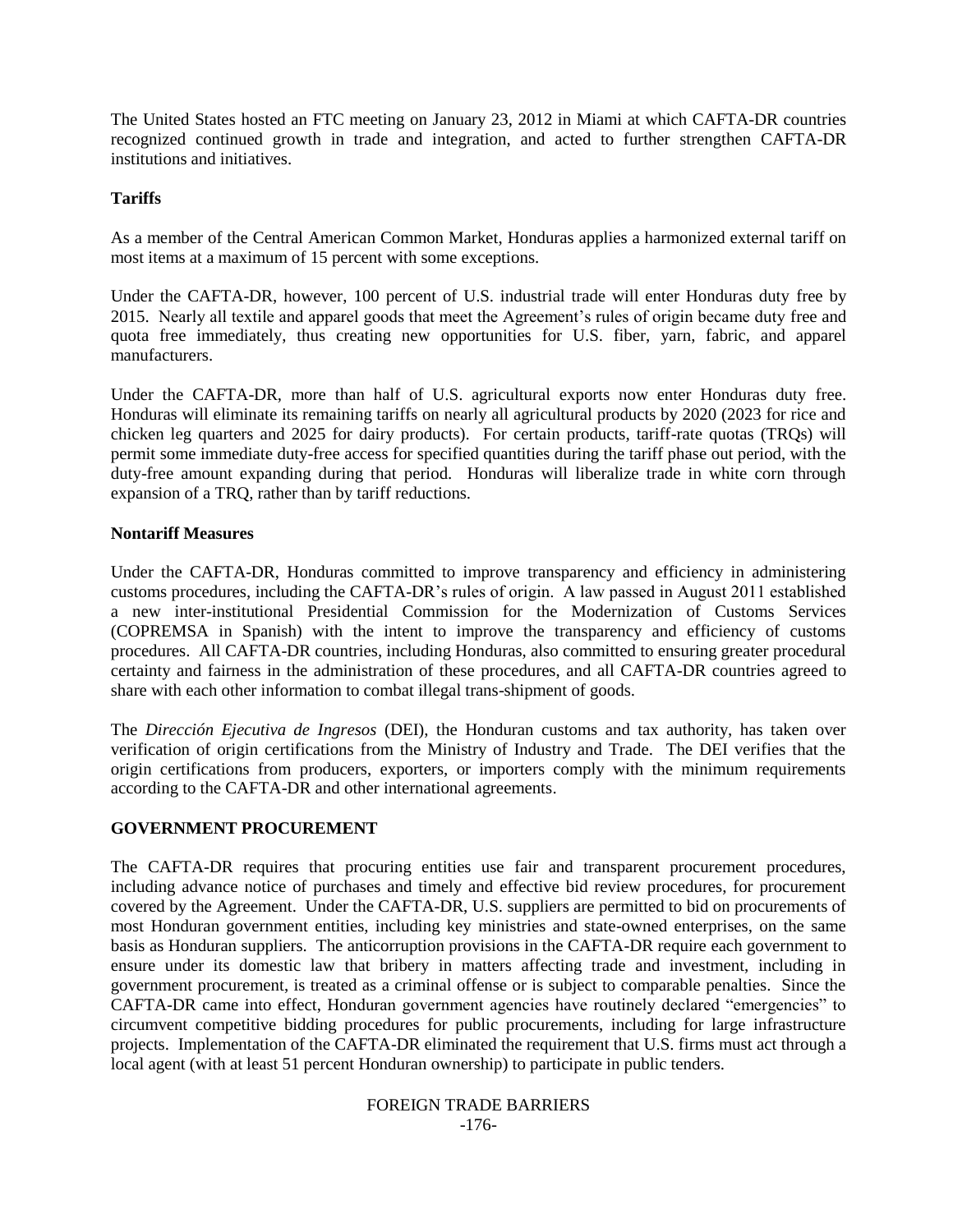The United States hosted an FTC meeting on January 23, 2012 in Miami at which CAFTA-DR countries recognized continued growth in trade and integration, and acted to further strengthen CAFTA-DR institutions and initiatives.

**Tariffs**

As a member of the Central American Common Market, Honduras applies a harmonized external tariff on most items at a maximum of 15 percent with some exceptions.

Under the CAFTA-DR, however, 100 percent of U.S. industrial trade will enter Honduras duty free by 2015. Nearly all textile and apparel goods that meet the Agreement's rules of origin became duty free and quota free immediately, thus creating new opportunities for U.S. fiber, yarn, fabric, and apparel manufacturers.

Under the CAFTA-DR, more than half of U.S. agricultural exports now enter Honduras duty free. Honduras will eliminate its remaining tariffs on nearly all agricultural products by 2020 (2023 for rice and chicken leg quarters and 2025 for dairy products). For certain products, tariff-rate quotas (TRQs) will permit some immediate duty-free access for specified quantities during the tariff phase out period, with the duty-free amount expanding during that period. Honduras will liberalize trade in white corn through expansion of a TRQ, rather than by tariff reductions.

**Nontariff Measures**

Under the CAFTA-DR, Honduras committed to improve transparency and efficiency in administering customs procedures, including the CAFTA-DR's rules of origin. A law passed in August 2011 established a new inter-institutional Presidential Commission for the Modernization of Customs Services (COPREMSA in Spanish) with the intent to improve the transparency and efficiency of customs procedures. All CAFTA-DR countries, including Honduras, also committed to ensuring greater procedural certainty and fairness in the administration of these procedures, and all CAFTA-DR countries agreed to share with each other information to combat illegal trans-shipment of goods.

The *Dirección Ejecutiva de Ingresos* (DEI), the Honduran customs and tax authority, has taken over verification of origin certifications from the Ministry of Industry and Trade. The DEI verifies that the origin certifications from producers, exporters, or importers comply with the minimum requirements according to the CAFTA-DR and other international agreements.

## GOVERNMENT PROCUREMENT

The CAFTA-DR requires that procuring entities use fair and transparent procurement procedures, including advance notice of purchases and timely and effective bid review procedures, for procurement covered by the Agreement. Under the CAFTA-DR, U.S. suppliers are permitted to bid on procurements of most Honduran government entities, including key ministries and state-owned enterprises, on the same basis as Honduran suppliers. The anticorruption provisions in the CAFTA-DR require each government to ensure under its domestic law that bribery in matters affecting trade and investment, including in government procurement, is treated as a criminal offense or is subject to comparable penalties. Since the CAFTA-DR came into effect, Honduran government agencies have routinely declared "emergencies" to circumvent competitive bidding procedures for public procurements, including for large infrastructure projects. Implementation of the CAFTA-DR eliminated the requirement that U.S. firms must act through a local agent (with at least 51 percent Honduran ownership) to participate in public tenders.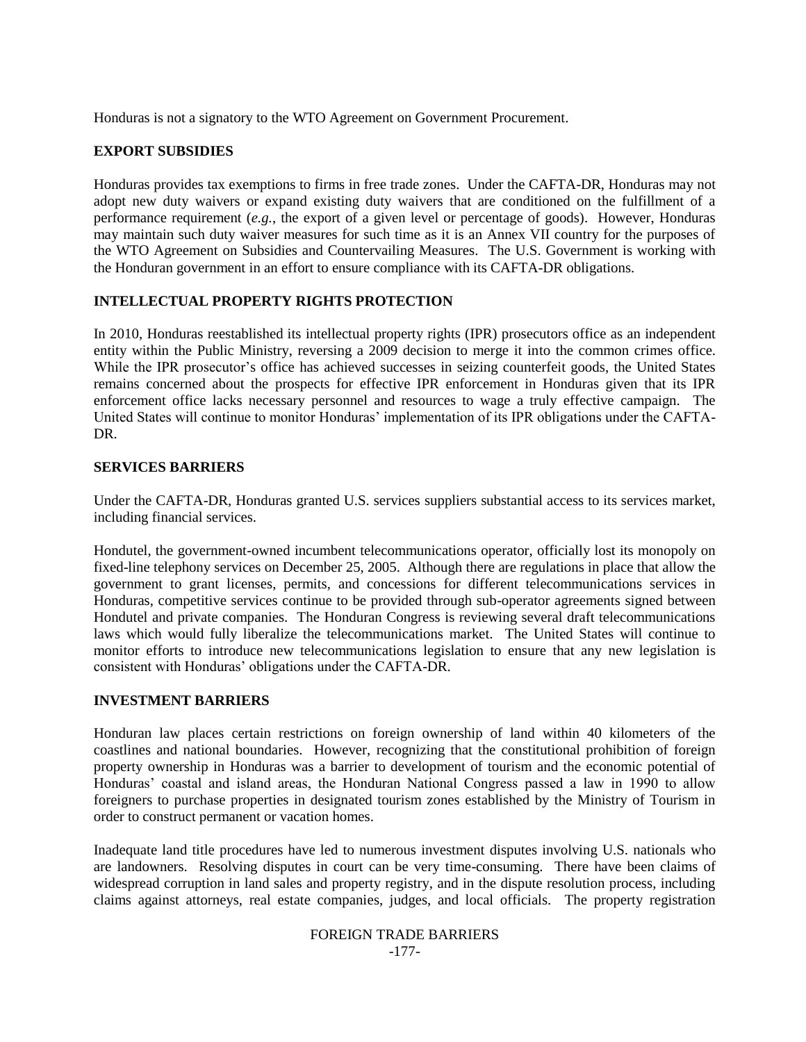Honduras is not a signatory to the WTO Agreement on Government Procurement.

## EXPORT SUBSIDIES

Honduras provides tax exemptions to firms in free trade zones. Under the CAFTA-DR, Honduras may not adopt new duty waivers or expand existing duty waivers that are conditioned on the fulfillment of a performance requirement (*e.g.*, the export of a given level or percentage of goods). However, Honduras may maintain such duty waiver measures for such time as it is an Annex VII country for the purposes of the WTO Agreement on Subsidies and Countervailing Measures. The U.S. Government is working with the Honduran government in an effort to ensure compliance with its CAFTA-DR obligations.

## INTELLECTUAL PROPERTY RIGHTS PROTECTION

In 2010, Honduras reestablished its intellectual property rights (IPR) prosecutors office as an independent entity within the Public Ministry, reversing a 2009 decision to merge it into the common crimes office. While the IPR prosecutor's office has achieved successes in seizing counterfeit goods, the United States remains concerned about the prospects for effective IPR enforcement in Honduras given that its IPR enforcement office lacks necessary personnel and resources to wage a truly effective campaign. The United States will continue to monitor Honduras' implementation of its IPR obligations under the CAFTA-DR.

## SERVICES BARRIERS

Under the CAFTA-DR, Honduras granted U.S. services suppliers substantial access to its services market, including financial services.

Hondutel, the government-owned incumbent telecommunications operator, officially lost its monopoly on fixed-line telephony services on December 25, 2005. Although there are regulations in place that allow the government to grant licenses, permits, and concessions for different telecommunications services in Honduras, competitive services continue to be provided through sub-operator agreements signed between Hondutel and private companies. The Honduran Congress is reviewing several draft telecommunications laws which would fully liberalize the telecommunications market. The United States will continue to monitor efforts to introduce new telecommunications legislation to ensure that any new legislation is consistent with Honduras' obligations under the CAFTA-DR.

## INVESTMENT BARRIERS

Honduran law places certain restrictions on foreign ownership of land within 40 kilometers of the coastlines and national boundaries. However, recognizing that the constitutional prohibition of foreign property ownership in Honduras was a barrier to development of tourism and the economic potential of Honduras' coastal and island areas, the Honduran National Congress passed a law in 1990 to allow foreigners to purchase properties in designated tourism zones established by the Ministry of Tourism in order to construct permanent or vacation homes.

Inadequate land title procedures have led to numerous investment disputes involving U.S. nationals who are landowners. Resolving disputes in court can be very time-consuming. There have been claims of widespread corruption in land sales and property registry, and in the dispute resolution process, including claims against attorneys, real estate companies, judges, and local officials. The property registration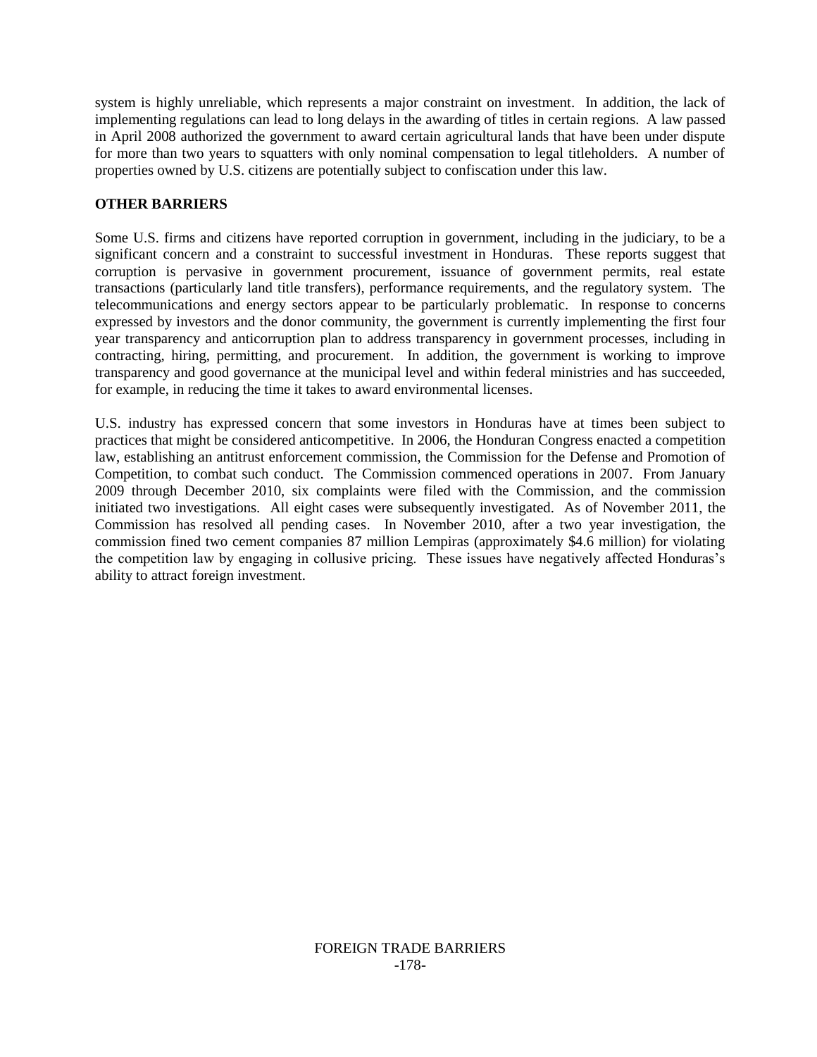system is highly unreliable, which represents a major constraint on investment. In addition, the lack of implementing regulations can lead to long delays in the awarding of titles in certain regions. A law passed in April 2008 authorized the government to award certain agricultural lands that have been under dispute for more than two years to squatters with only nominal compensation to legal titleholders. A number of properties owned by U.S. citizens are potentially subject to confiscation under this law.

## OTHER BARRIERS

Some U.S. firms and citizens have reported corruption in government, including in the judiciary, to be a significant concern and a constraint to successful investment in Honduras. These reports suggest that corruption is pervasive in government procurement, issuance of government permits, real estate transactions (particularly land title transfers), performance requirements, and the regulatory system. The telecommunications and energy sectors appear to be particularly problematic. In response to concerns expressed by investors and the donor community, the government is currently implementing the first four year transparency and anticorruption plan to address transparency in government processes, including in contracting, hiring, permitting, and procurement. In addition, the government is working to improve transparency and good governance at the municipal level and within federal ministries and has succeeded, for example, in reducing the time it takes to award environmental licenses.

U.S. industry has expressed concern that some investors in Honduras have at times been subject to practices that might be considered anticompetitive. In 2006, the Honduran Congress enacted a competition law, establishing an antitrust enforcement commission, the Commission for the Defense and Promotion of Competition, to combat such conduct. The Commission commenced operations in 2007. From January 2009 through December 2010, six complaints were filed with the Commission, and the commission initiated two investigations. All eight cases were subsequently investigated. As of November 2011, the Commission has resolved all pending cases. In November 2010, after a two year investigation, the commission fined two cement companies 87 million Lempiras (approximately $4.6 million) for violating the competition law by engaging in collusive pricing. These issues have negatively affected Honduras's ability to attract foreign investment.